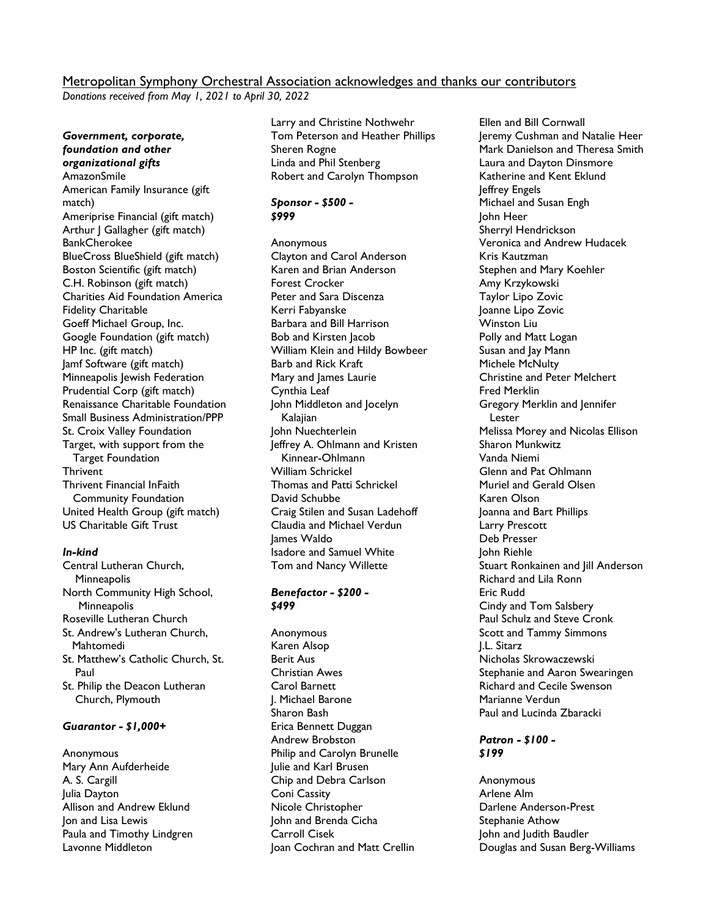Metropolitan Symphony Orchestral Association acknowledges and thanks our contributors

*Donations received from May 1, 2021 to April 30, 2022*

***Government, corporate, foundation and other organizational gifts***

AmazonSmile
American Family Insurance (gift match)
Ameriprise Financial (gift match)
Arthur J Gallagher (gift match)
BankCherokee
BlueCross BlueShield (gift match)
Boston Scientific (gift match)
C.H. Robinson (gift match)
Charities Aid Foundation America
Fidelity Charitable
Goeff Michael Group, Inc.
Google Foundation (gift match)
HP Inc. (gift match)
Jamf Software (gift match)
Minneapolis Jewish Federation
Prudential Corp (gift match)
Renaissance Charitable Foundation
Small Business Administration/PPP
St. Croix Valley Foundation
Target, with support from the Target Foundation
Thrivent
Thrivent Financial InFaith Community Foundation
United Health Group (gift match)
US Charitable Gift Trust

***In-kind***

Central Lutheran Church, Minneapolis
North Community High School, Minneapolis
Roseville Lutheran Church
St. Andrew's Lutheran Church, Mahtomedi
St. Matthew's Catholic Church, St. Paul
St. Philip the Deacon Lutheran Church, Plymouth

***Guarantor - $1,000+***

Anonymous
Mary Ann Aufderheide
A. S. Cargill
Julia Dayton
Allison and Andrew Eklund
Jon and Lisa Lewis
Paula and Timothy Lindgren
Lavonne Middleton
Larry and Christine Nothwehr
Tom Peterson and Heather Phillips
Sheren Rogne
Linda and Phil Stenberg
Robert and Carolyn Thompson

***Sponsor - $500 - $999***

Anonymous
Clayton and Carol Anderson
Karen and Brian Anderson
Forest Crocker
Peter and Sara Discenza
Kerri Fabyanske
Barbara and Bill Harrison
Bob and Kirsten Jacob
William Klein and Hildy Bowbeer
Barb and Rick Kraft
Mary and James Laurie
Cynthia Leaf
John Middleton and Jocelyn Kalajian
John Nuechterlein
Jeffrey A. Ohlmann and Kristen Kinnear-Ohlmann
William Schrickel
Thomas and Patti Schrickel
David Schubbe
Craig Stilen and Susan Ladehoff
Claudia and Michael Verdun
James Waldo
Isadore and Samuel White
Tom and Nancy Willette

***Benefactor - $200 - $499***

Anonymous
Karen Alsop
Berit Aus
Christian Awes
Carol Barnett
J. Michael Barone
Sharon Bash
Erica Bennett Duggan
Andrew Brobston
Philip and Carolyn Brunelle
Julie and Karl Brusen
Chip and Debra Carlson
Coni Cassity
Nicole Christopher
John and Brenda Cicha
Carroll Cisek
Joan Cochran and Matt Crellin
Ellen and Bill Cornwall
Jeremy Cushman and Natalie Heer
Mark Danielson and Theresa Smith
Laura and Dayton Dinsmore
Katherine and Kent Eklund
Jeffrey Engels
Michael and Susan Engh
John Heer
Sherryl Hendrickson
Veronica and Andrew Hudacek
Kris Kautzman
Stephen and Mary Koehler
Amy Krzykowski
Taylor Lipo Zovic
Joanne Lipo Zovic
Winston Liu
Polly and Matt Logan
Susan and Jay Mann
Michele McNulty
Christine and Peter Melchert
Fred Merklin
Gregory Merklin and Jennifer Lester
Melissa Morey and Nicolas Ellison
Sharon Munkwitz
Vanda Niemi
Glenn and Pat Ohlmann
Muriel and Gerald Olsen
Karen Olson
Joanna and Bart Phillips
Larry Prescott
Deb Presser
John Riehle
Stuart Ronkainen and Jill Anderson
Richard and Lila Ronn
Eric Rudd
Cindy and Tom Salsbery
Paul Schulz and Steve Cronk
Scott and Tammy Simmons
J.L. Sitarz
Nicholas Skrowaczewski
Stephanie and Aaron Swearingen
Richard and Cecile Swenson
Marianne Verdun
Paul and Lucinda Zbaracki

***Patron - $100 - $199***

Anonymous
Arlene Alm
Darlene Anderson-Prest
Stephanie Athow
John and Judith Baudler
Douglas and Susan Berg-Williams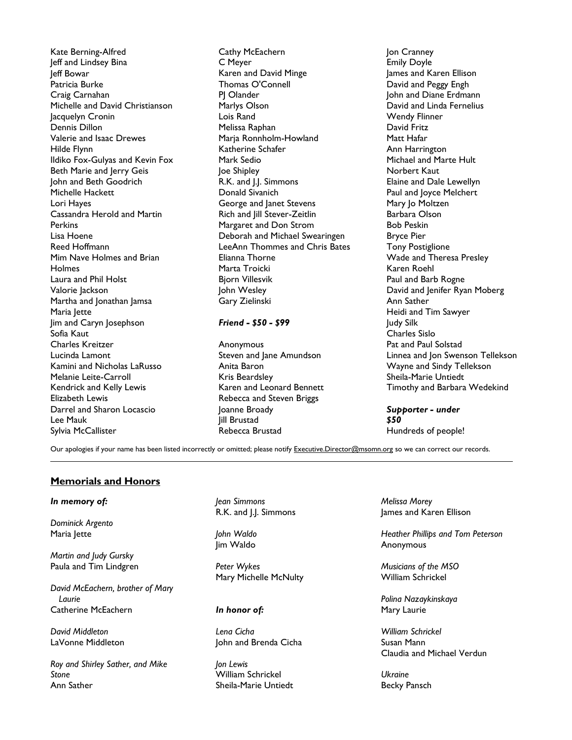Kate Berning-Alfred
Jeff and Lindsey Bina
Jeff Bowar
Patricia Burke
Craig Carnahan
Michelle and David Christianson
Jacquelyn Cronin
Dennis Dillon
Valerie and Isaac Drewes
Hilde Flynn
Ildiko Fox-Gulyas and Kevin Fox
Beth Marie and Jerry Geis
John and Beth Goodrich
Michelle Hackett
Lori Hayes
Cassandra Herold and Martin Perkins
Lisa Hoene
Reed Hoffmann
Mim Nave Holmes and Brian Holmes
Laura and Phil Holst
Valorie Jackson
Martha and Jonathan Jamsa
Maria Jette
Jim and Caryn Josephson
Sofia Kaut
Charles Kreitzer
Lucinda Lamont
Kamini and Nicholas LaRusso
Melanie Leite-Carroll
Kendrick and Kelly Lewis
Elizabeth Lewis
Darrel and Sharon Locascio
Lee Mauk
Sylvia McCallister
Cathy McEachern
C Meyer
Karen and David Minge
Thomas O'Connell
PJ Olander
Marlys Olson
Lois Rand
Melissa Raphan
Marja Ronnholm-Howland
Katherine Schafer
Mark Sedio
Joe Shipley
R.K. and J.J. Simmons
Donald Sivanich
George and Janet Stevens
Rich and Jill Stever-Zeitlin
Margaret and Don Strom
Deborah and Michael Swearingen
LeeAnn Thommes and Chris Bates
Elianna Thorne
Marta Troicki
Bjorn Villesvik
John Wesley
Gary Zielinski

***Friend - $50 - $99***

Anonymous
Steven and Jane Amundson
Anita Baron
Kris Beardsley
Karen and Leonard Bennett
Rebecca and Steven Briggs
Joanne Broady
Jill Brustad
Rebecca Brustad
Jon Cranney
Emily Doyle
James and Karen Ellison
David and Peggy Engh
John and Diane Erdmann
David and Linda Fernelius
Wendy Flinner
David Fritz
Matt Hafar
Ann Harrington
Michael and Marte Hult
Norbert Kaut
Elaine and Dale Lewellyn
Paul and Joyce Melchert
Mary Jo Moltzen
Barbara Olson
Bob Peskin
Bryce Pier
Tony Postiglione
Wade and Theresa Presley
Karen Roehl
Paul and Barb Rogne
David and Jenifer Ryan Moberg
Ann Sather
Heidi and Tim Sawyer
Judy Silk
Charles Sislo
Pat and Paul Solstad
Linnea and Jon Swenson Tellekson
Wayne and Sindy Tellekson
Sheila-Marie Untiedt
Timothy and Barbara Wedekind

***Supporter - under $50***

Hundreds of people!

Our apologies if your name has been listed incorrectly or omitted; please notify Executive.Director@msomn.org so we can correct our records.

## Memorials and Honors

***In memory of:***

*Dominick Argento*
Maria Jette

*Martin and Judy Gursky*
Paula and Tim Lindgren

*David McEachern, brother of Mary Laurie*
Catherine McEachern

*David Middleton*
LaVonne Middleton

*Roy and Shirley Sather, and Mike Stone*
Ann Sather

*Jean Simmons*
R.K. and J.J. Simmons

*John Waldo*
Jim Waldo

*Peter Wykes*
Mary Michelle McNulty

***In honor of:***

*Lena Cicha*
John and Brenda Cicha

*Jon Lewis*
William Schrickel
Sheila-Marie Untiedt

*Melissa Morey*
James and Karen Ellison

*Heather Phillips and Tom Peterson*
Anonymous

*Musicians of the MSO*
William Schrickel

*Polina Nazaykinskaya*
Mary Laurie

*William Schrickel*
Susan Mann
Claudia and Michael Verdun

*Ukraine*
Becky Pansch